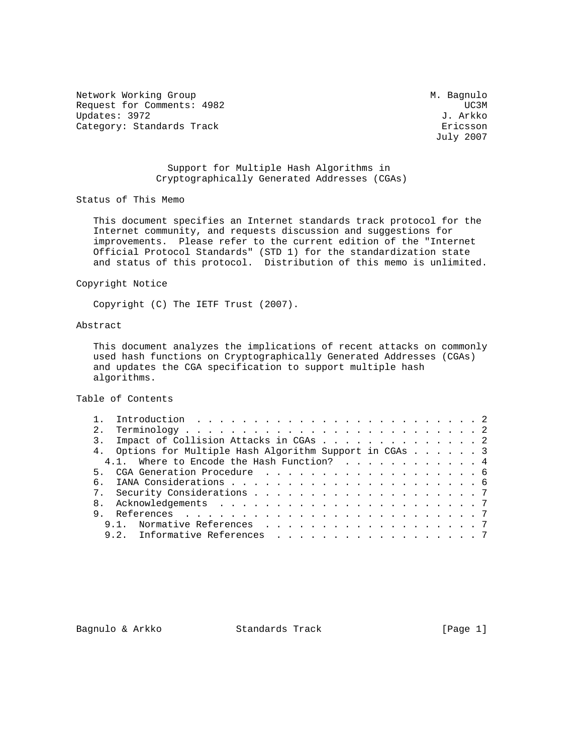Network Working Group M. Bagnulo
Request for Comments: 4982 UC3M
Updates: 3972 J. Arkko
Category: Standards Track Ericsson
July 2007

# Support for Multiple Hash Algorithms in Cryptographically Generated Addresses (CGAs)

## Status of This Memo

This document specifies an Internet standards track protocol for the Internet community, and requests discussion and suggestions for improvements. Please refer to the current edition of the "Internet Official Protocol Standards" (STD 1) for the standardization state and status of this protocol. Distribution of this memo is unlimited.

## Copyright Notice

Copyright (C) The IETF Trust (2007).

## Abstract

This document analyzes the implications of recent attacks on commonly used hash functions on Cryptographically Generated Addresses (CGAs) and updates the CGA specification to support multiple hash algorithms.

## Table of Contents

```
1.  Introduction . . . . . . . . . . . . . . . . . . . . . . . . . 2
2.  Terminology . . . . . . . . . . . . . . . . . . . . . . . . . . 2
3.  Impact of Collision Attacks in CGAs . . . . . . . . . . . . . . 2
4.  Options for Multiple Hash Algorithm Support in CGAs . . . . . . 3
  4.1.  Where to Encode the Hash Function? . . . . . . . . . . . . 4
5.  CGA Generation Procedure . . . . . . . . . . . . . . . . . . . 6
6.  IANA Considerations . . . . . . . . . . . . . . . . . . . . . . 6
7.  Security Considerations . . . . . . . . . . . . . . . . . . . . 7
8.  Acknowledgements . . . . . . . . . . . . . . . . . . . . . . . 7
9.  References . . . . . . . . . . . . . . . . . . . . . . . . . . 7
  9.1.  Normative References . . . . . . . . . . . . . . . . . . . 7
  9.2.  Informative References . . . . . . . . . . . . . . . . . . 7
```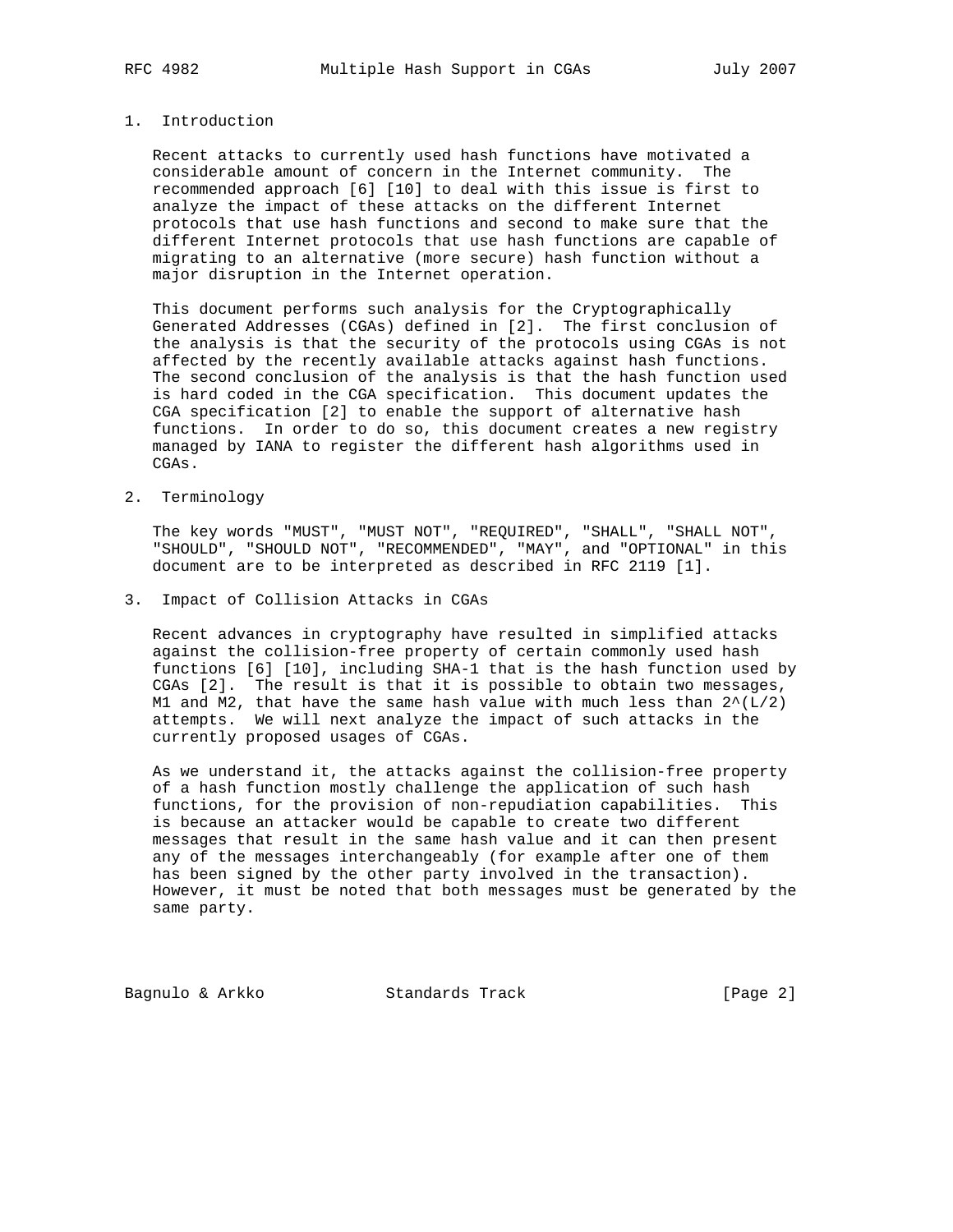## 1. Introduction

Recent attacks to currently used hash functions have motivated a considerable amount of concern in the Internet community. The recommended approach [6] [10] to deal with this issue is first to analyze the impact of these attacks on the different Internet protocols that use hash functions and second to make sure that the different Internet protocols that use hash functions are capable of migrating to an alternative (more secure) hash function without a major disruption in the Internet operation.

This document performs such analysis for the Cryptographically Generated Addresses (CGAs) defined in [2]. The first conclusion of the analysis is that the security of the protocols using CGAs is not affected by the recently available attacks against hash functions. The second conclusion of the analysis is that the hash function used is hard coded in the CGA specification. This document updates the CGA specification [2] to enable the support of alternative hash functions. In order to do so, this document creates a new registry managed by IANA to register the different hash algorithms used in CGAs.

## 2. Terminology

The key words "MUST", "MUST NOT", "REQUIRED", "SHALL", "SHALL NOT", "SHOULD", "SHOULD NOT", "RECOMMENDED", "MAY", and "OPTIONAL" in this document are to be interpreted as described in RFC 2119 [1].

## 3. Impact of Collision Attacks in CGAs

Recent advances in cryptography have resulted in simplified attacks against the collision-free property of certain commonly used hash functions [6] [10], including SHA-1 that is the hash function used by CGAs [2]. The result is that it is possible to obtain two messages, M1 and M2, that have the same hash value with much less than $2^{(L/2)}$ attempts. We will next analyze the impact of such attacks in the currently proposed usages of CGAs.

As we understand it, the attacks against the collision-free property of a hash function mostly challenge the application of such hash functions, for the provision of non-repudiation capabilities. This is because an attacker would be capable to create two different messages that result in the same hash value and it can then present any of the messages interchangeably (for example after one of them has been signed by the other party involved in the transaction). However, it must be noted that both messages must be generated by the same party.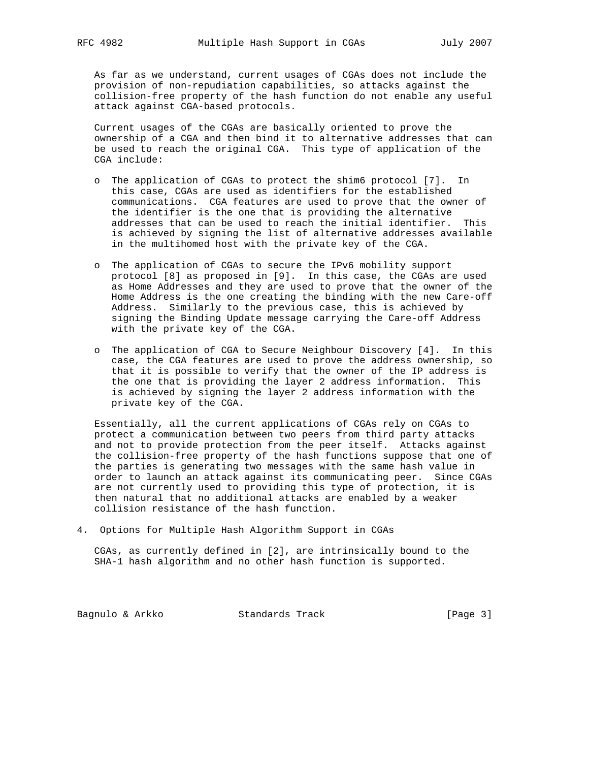As far as we understand, current usages of CGAs does not include the provision of non-repudiation capabilities, so attacks against the collision-free property of the hash function do not enable any useful attack against CGA-based protocols.

Current usages of the CGAs are basically oriented to prove the ownership of a CGA and then bind it to alternative addresses that can be used to reach the original CGA. This type of application of the CGA include:

- The application of CGAs to protect the shim6 protocol [7]. In this case, CGAs are used as identifiers for the established communications. CGA features are used to prove that the owner of the identifier is the one that is providing the alternative addresses that can be used to reach the initial identifier. This is achieved by signing the list of alternative addresses available in the multihomed host with the private key of the CGA.

- The application of CGAs to secure the IPv6 mobility support protocol [8] as proposed in [9]. In this case, the CGAs are used as Home Addresses and they are used to prove that the owner of the Home Address is the one creating the binding with the new Care-off Address. Similarly to the previous case, this is achieved by signing the Binding Update message carrying the Care-off Address with the private key of the CGA.

- The application of CGA to Secure Neighbour Discovery [4]. In this case, the CGA features are used to prove the address ownership, so that it is possible to verify that the owner of the IP address is the one that is providing the layer 2 address information. This is achieved by signing the layer 2 address information with the private key of the CGA.

Essentially, all the current applications of CGAs rely on CGAs to protect a communication between two peers from third party attacks and not to provide protection from the peer itself. Attacks against the collision-free property of the hash functions suppose that one of the parties is generating two messages with the same hash value in order to launch an attack against its communicating peer. Since CGAs are not currently used to providing this type of protection, it is then natural that no additional attacks are enabled by a weaker collision resistance of the hash function.

## 4. Options for Multiple Hash Algorithm Support in CGAs

CGAs, as currently defined in [2], are intrinsically bound to the SHA-1 hash algorithm and no other hash function is supported.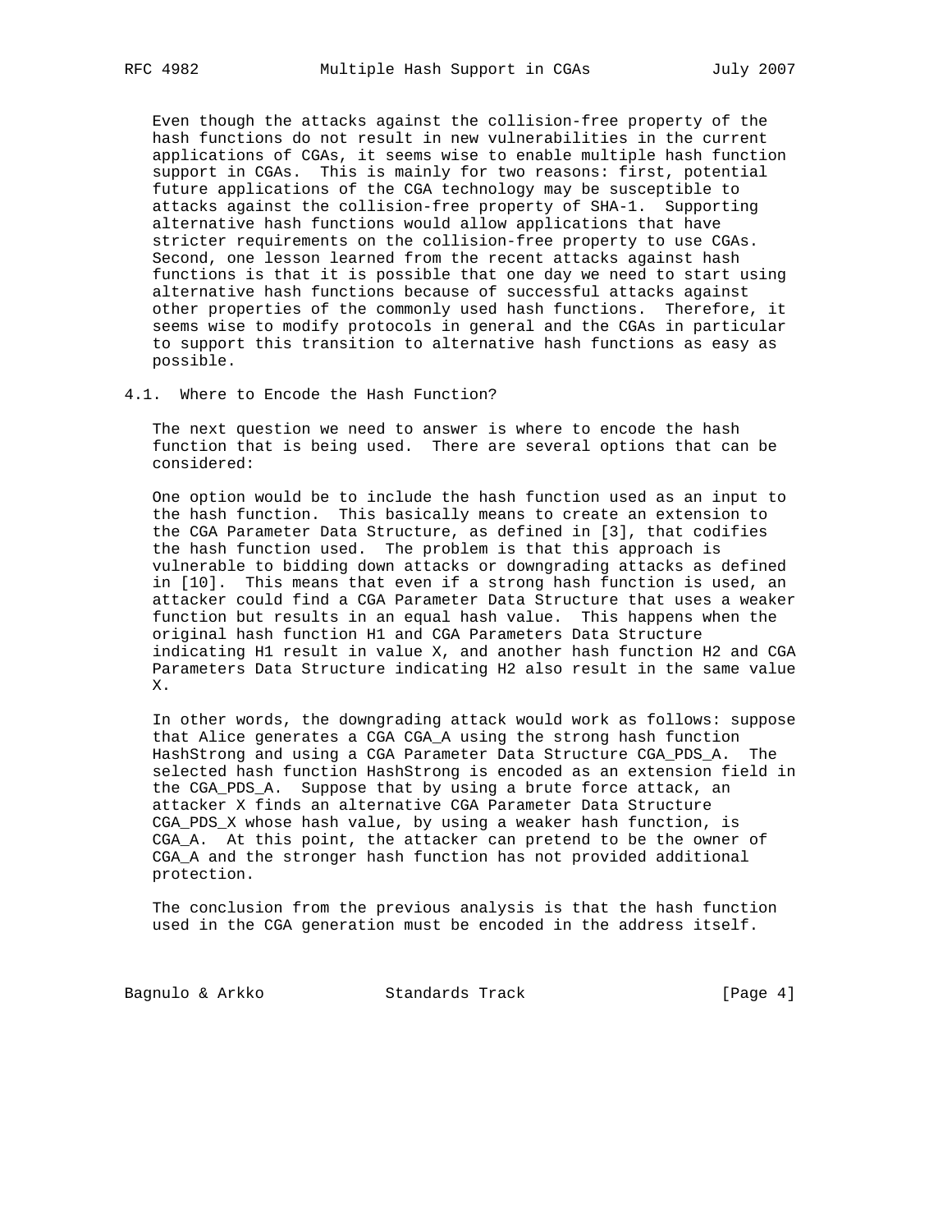Even though the attacks against the collision-free property of the hash functions do not result in new vulnerabilities in the current applications of CGAs, it seems wise to enable multiple hash function support in CGAs. This is mainly for two reasons: first, potential future applications of the CGA technology may be susceptible to attacks against the collision-free property of SHA-1. Supporting alternative hash functions would allow applications that have stricter requirements on the collision-free property to use CGAs. Second, one lesson learned from the recent attacks against hash functions is that it is possible that one day we need to start using alternative hash functions because of successful attacks against other properties of the commonly used hash functions. Therefore, it seems wise to modify protocols in general and the CGAs in particular to support this transition to alternative hash functions as easy as possible.

## 4.1. Where to Encode the Hash Function?

The next question we need to answer is where to encode the hash function that is being used. There are several options that can be considered:

One option would be to include the hash function used as an input to the hash function. This basically means to create an extension to the CGA Parameter Data Structure, as defined in [3], that codifies the hash function used. The problem is that this approach is vulnerable to bidding down attacks or downgrading attacks as defined in [10]. This means that even if a strong hash function is used, an attacker could find a CGA Parameter Data Structure that uses a weaker function but results in an equal hash value. This happens when the original hash function H1 and CGA Parameters Data Structure indicating H1 result in value X, and another hash function H2 and CGA Parameters Data Structure indicating H2 also result in the same value X.

In other words, the downgrading attack would work as follows: suppose that Alice generates a CGA CGA_A using the strong hash function HashStrong and using a CGA Parameter Data Structure CGA_PDS_A. The selected hash function HashStrong is encoded as an extension field in the CGA_PDS_A. Suppose that by using a brute force attack, an attacker X finds an alternative CGA Parameter Data Structure CGA_PDS_X whose hash value, by using a weaker hash function, is CGA_A. At this point, the attacker can pretend to be the owner of CGA_A and the stronger hash function has not provided additional protection.

The conclusion from the previous analysis is that the hash function used in the CGA generation must be encoded in the address itself.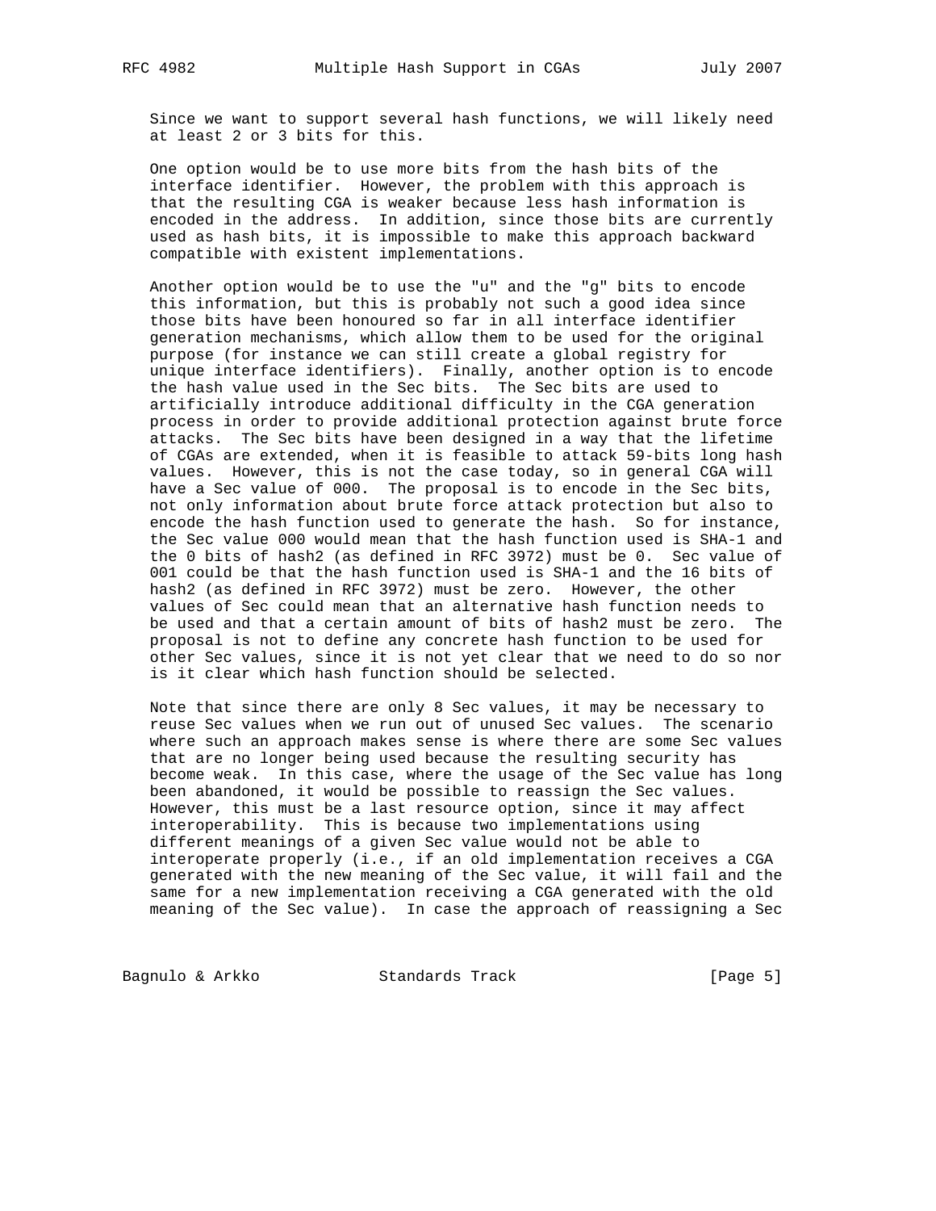Since we want to support several hash functions, we will likely need at least 2 or 3 bits for this.

One option would be to use more bits from the hash bits of the interface identifier. However, the problem with this approach is that the resulting CGA is weaker because less hash information is encoded in the address. In addition, since those bits are currently used as hash bits, it is impossible to make this approach backward compatible with existent implementations.

Another option would be to use the "u" and the "g" bits to encode this information, but this is probably not such a good idea since those bits have been honoured so far in all interface identifier generation mechanisms, which allow them to be used for the original purpose (for instance we can still create a global registry for unique interface identifiers). Finally, another option is to encode the hash value used in the Sec bits. The Sec bits are used to artificially introduce additional difficulty in the CGA generation process in order to provide additional protection against brute force attacks. The Sec bits have been designed in a way that the lifetime of CGAs are extended, when it is feasible to attack 59-bits long hash values. However, this is not the case today, so in general CGA will have a Sec value of 000. The proposal is to encode in the Sec bits, not only information about brute force attack protection but also to encode the hash function used to generate the hash. So for instance, the Sec value 000 would mean that the hash function used is SHA-1 and the 0 bits of hash2 (as defined in RFC 3972) must be 0. Sec value of 001 could be that the hash function used is SHA-1 and the 16 bits of hash2 (as defined in RFC 3972) must be zero. However, the other values of Sec could mean that an alternative hash function needs to be used and that a certain amount of bits of hash2 must be zero. The proposal is not to define any concrete hash function to be used for other Sec values, since it is not yet clear that we need to do so nor is it clear which hash function should be selected.

Note that since there are only 8 Sec values, it may be necessary to reuse Sec values when we run out of unused Sec values. The scenario where such an approach makes sense is where there are some Sec values that are no longer being used because the resulting security has become weak. In this case, where the usage of the Sec value has long been abandoned, it would be possible to reassign the Sec values. However, this must be a last resource option, since it may affect interoperability. This is because two implementations using different meanings of a given Sec value would not be able to interoperate properly (i.e., if an old implementation receives a CGA generated with the new meaning of the Sec value, it will fail and the same for a new implementation receiving a CGA generated with the old meaning of the Sec value). In case the approach of reassigning a Sec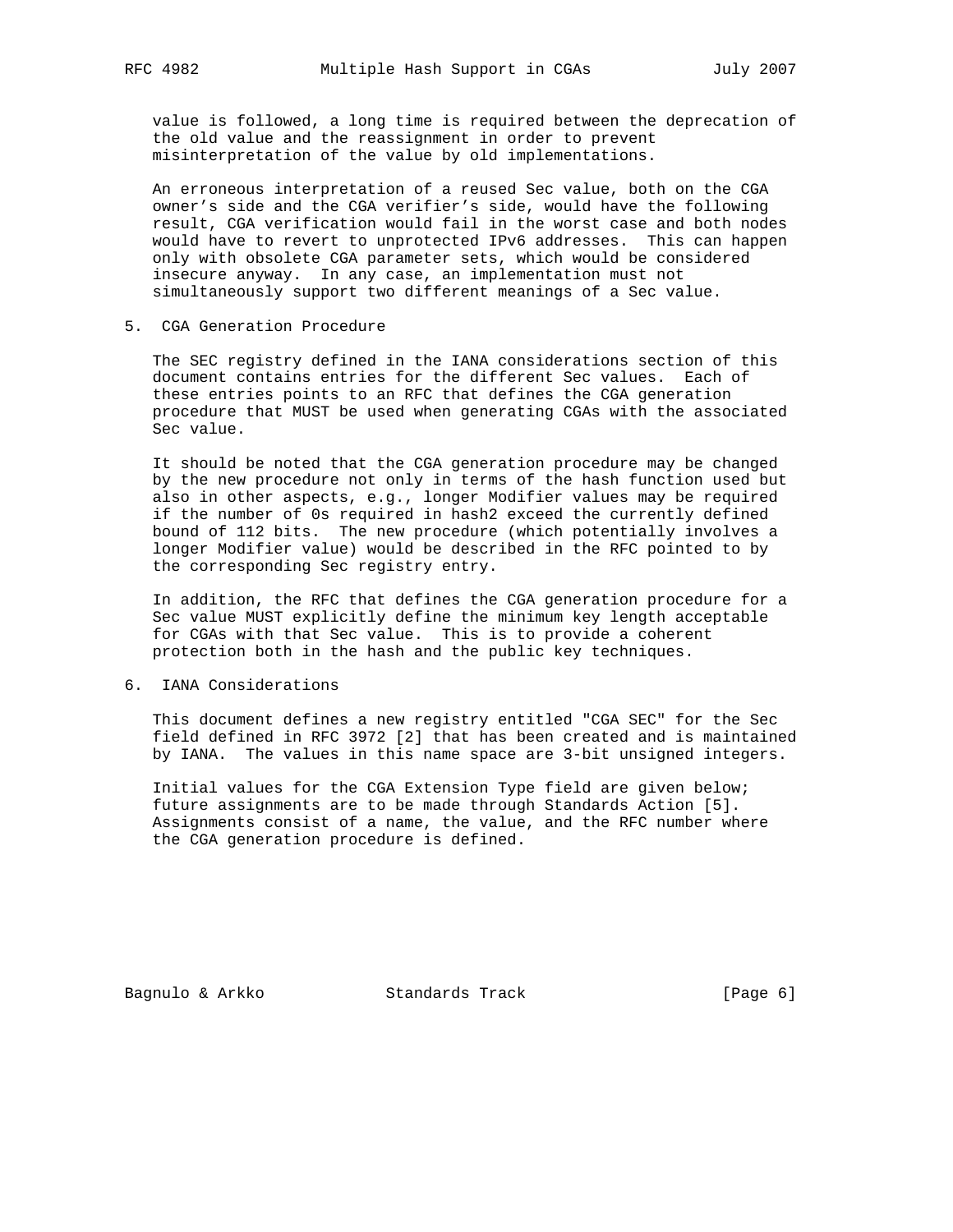value is followed, a long time is required between the deprecation of the old value and the reassignment in order to prevent misinterpretation of the value by old implementations.

An erroneous interpretation of a reused Sec value, both on the CGA owner's side and the CGA verifier's side, would have the following result, CGA verification would fail in the worst case and both nodes would have to revert to unprotected IPv6 addresses. This can happen only with obsolete CGA parameter sets, which would be considered insecure anyway. In any case, an implementation must not simultaneously support two different meanings of a Sec value.

## 5. CGA Generation Procedure

The SEC registry defined in the IANA considerations section of this document contains entries for the different Sec values. Each of these entries points to an RFC that defines the CGA generation procedure that MUST be used when generating CGAs with the associated Sec value.

It should be noted that the CGA generation procedure may be changed by the new procedure not only in terms of the hash function used but also in other aspects, e.g., longer Modifier values may be required if the number of 0s required in hash2 exceed the currently defined bound of 112 bits. The new procedure (which potentially involves a longer Modifier value) would be described in the RFC pointed to by the corresponding Sec registry entry.

In addition, the RFC that defines the CGA generation procedure for a Sec value MUST explicitly define the minimum key length acceptable for CGAs with that Sec value. This is to provide a coherent protection both in the hash and the public key techniques.

## 6. IANA Considerations

This document defines a new registry entitled "CGA SEC" for the Sec field defined in RFC 3972 [2] that has been created and is maintained by IANA. The values in this name space are 3-bit unsigned integers.

Initial values for the CGA Extension Type field are given below; future assignments are to be made through Standards Action [5]. Assignments consist of a name, the value, and the RFC number where the CGA generation procedure is defined.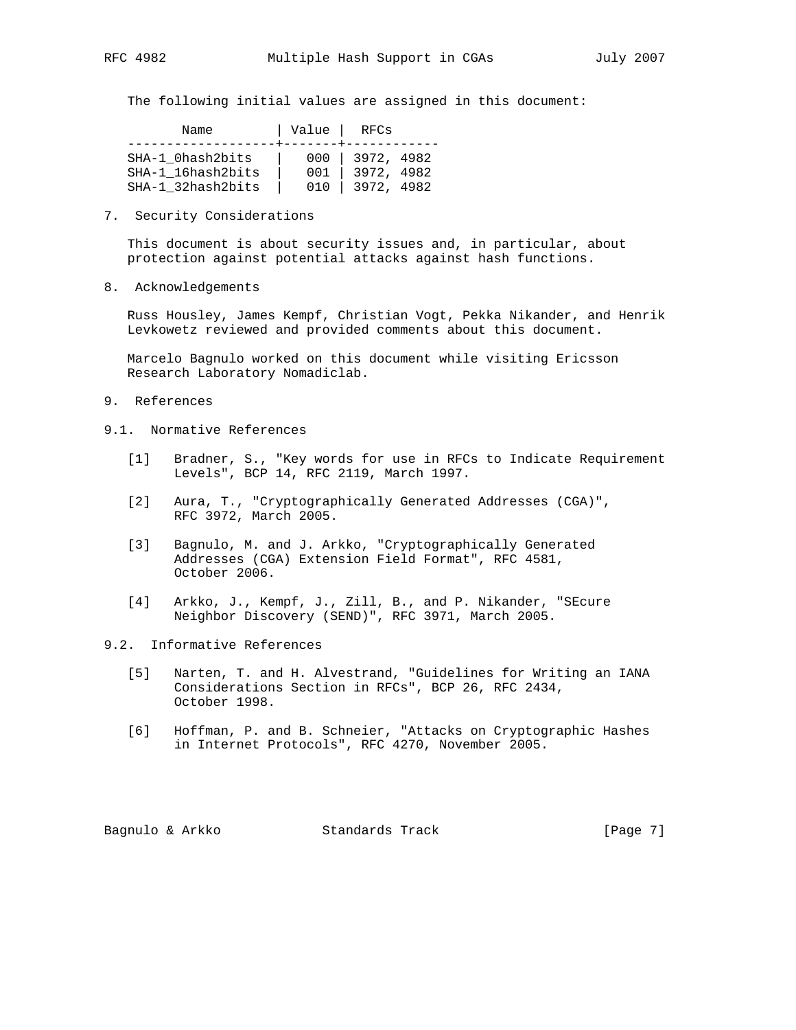The following initial values are assigned in this document:

| Name | Value | RFCs |
| --- | --- | --- |
| SHA-1_0hash2bits | 000 | 3972, 4982 |
| SHA-1_16hash2bits | 001 | 3972, 4982 |
| SHA-1_32hash2bits | 010 | 3972, 4982 |

## 7. Security Considerations

This document is about security issues and, in particular, about protection against potential attacks against hash functions.

## 8. Acknowledgements

Russ Housley, James Kempf, Christian Vogt, Pekka Nikander, and Henrik Levkowetz reviewed and provided comments about this document.

Marcelo Bagnulo worked on this document while visiting Ericsson Research Laboratory Nomadiclab.

## 9. References

### 9.1. Normative References

[1] Bradner, S., "Key words for use in RFCs to Indicate Requirement Levels", BCP 14, RFC 2119, March 1997.

[2] Aura, T., "Cryptographically Generated Addresses (CGA)", RFC 3972, March 2005.

[3] Bagnulo, M. and J. Arkko, "Cryptographically Generated Addresses (CGA) Extension Field Format", RFC 4581, October 2006.

[4] Arkko, J., Kempf, J., Zill, B., and P. Nikander, "SEcure Neighbor Discovery (SEND)", RFC 3971, March 2005.

### 9.2. Informative References

[5] Narten, T. and H. Alvestrand, "Guidelines for Writing an IANA Considerations Section in RFCs", BCP 26, RFC 2434, October 1998.

[6] Hoffman, P. and B. Schneier, "Attacks on Cryptographic Hashes in Internet Protocols", RFC 4270, November 2005.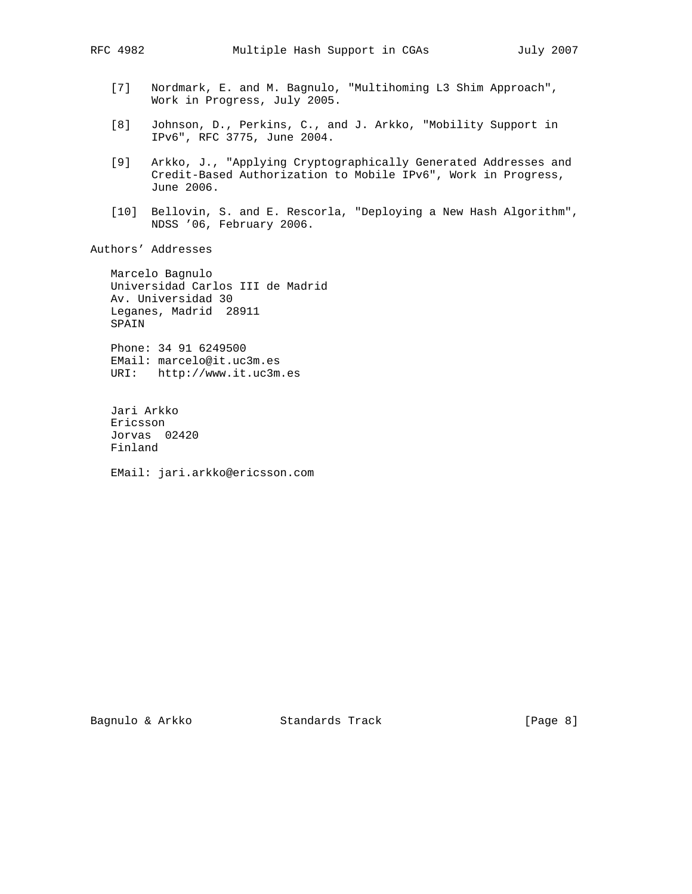[7] Nordmark, E. and M. Bagnulo, "Multihoming L3 Shim Approach", Work in Progress, July 2005.

[8] Johnson, D., Perkins, C., and J. Arkko, "Mobility Support in IPv6", RFC 3775, June 2004.

[9] Arkko, J., "Applying Cryptographically Generated Addresses and Credit-Based Authorization to Mobile IPv6", Work in Progress, June 2006.

[10] Bellovin, S. and E. Rescorla, "Deploying a New Hash Algorithm", NDSS '06, February 2006.

## Authors' Addresses

Marcelo Bagnulo
Universidad Carlos III de Madrid
Av. Universidad 30
Leganes, Madrid 28911
SPAIN

Phone: 34 91 6249500
EMail: marcelo@it.uc3m.es
URI: http://www.it.uc3m.es

Jari Arkko
Ericsson
Jorvas 02420
Finland

EMail: jari.arkko@ericsson.com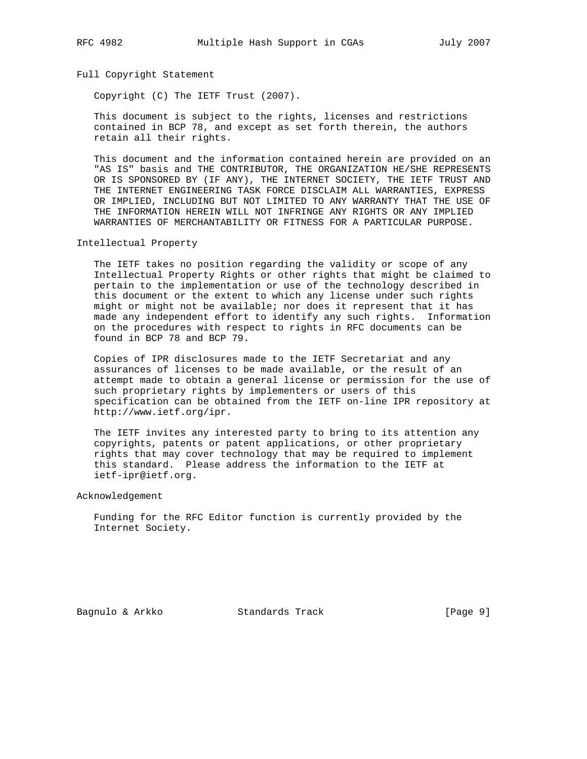## Full Copyright Statement

Copyright (C) The IETF Trust (2007).

This document is subject to the rights, licenses and restrictions contained in BCP 78, and except as set forth therein, the authors retain all their rights.

This document and the information contained herein are provided on an "AS IS" basis and THE CONTRIBUTOR, THE ORGANIZATION HE/SHE REPRESENTS OR IS SPONSORED BY (IF ANY), THE INTERNET SOCIETY, THE IETF TRUST AND THE INTERNET ENGINEERING TASK FORCE DISCLAIM ALL WARRANTIES, EXPRESS OR IMPLIED, INCLUDING BUT NOT LIMITED TO ANY WARRANTY THAT THE USE OF THE INFORMATION HEREIN WILL NOT INFRINGE ANY RIGHTS OR ANY IMPLIED WARRANTIES OF MERCHANTABILITY OR FITNESS FOR A PARTICULAR PURPOSE.

## Intellectual Property

The IETF takes no position regarding the validity or scope of any Intellectual Property Rights or other rights that might be claimed to pertain to the implementation or use of the technology described in this document or the extent to which any license under such rights might or might not be available; nor does it represent that it has made any independent effort to identify any such rights. Information on the procedures with respect to rights in RFC documents can be found in BCP 78 and BCP 79.

Copies of IPR disclosures made to the IETF Secretariat and any assurances of licenses to be made available, or the result of an attempt made to obtain a general license or permission for the use of such proprietary rights by implementers or users of this specification can be obtained from the IETF on-line IPR repository at http://www.ietf.org/ipr.

The IETF invites any interested party to bring to its attention any copyrights, patents or patent applications, or other proprietary rights that may cover technology that may be required to implement this standard. Please address the information to the IETF at ietf-ipr@ietf.org.

## Acknowledgement

Funding for the RFC Editor function is currently provided by the Internet Society.